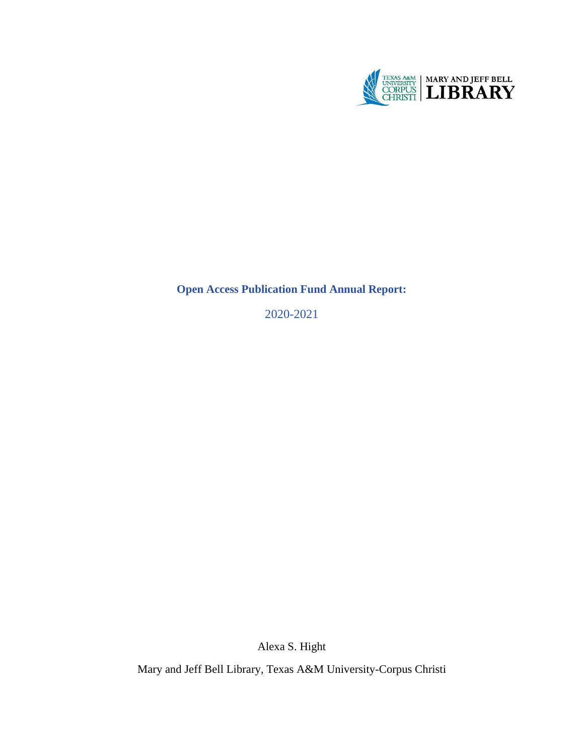TEXAS A&M UNIVERSITY CORPUS CHRISTI | MARY AND JEFF BELL LIBRARY

# Open Access Publication Fund Annual Report:

2020-2021

Alexa S. Hight

Mary and Jeff Bell Library, Texas A&M University-Corpus Christi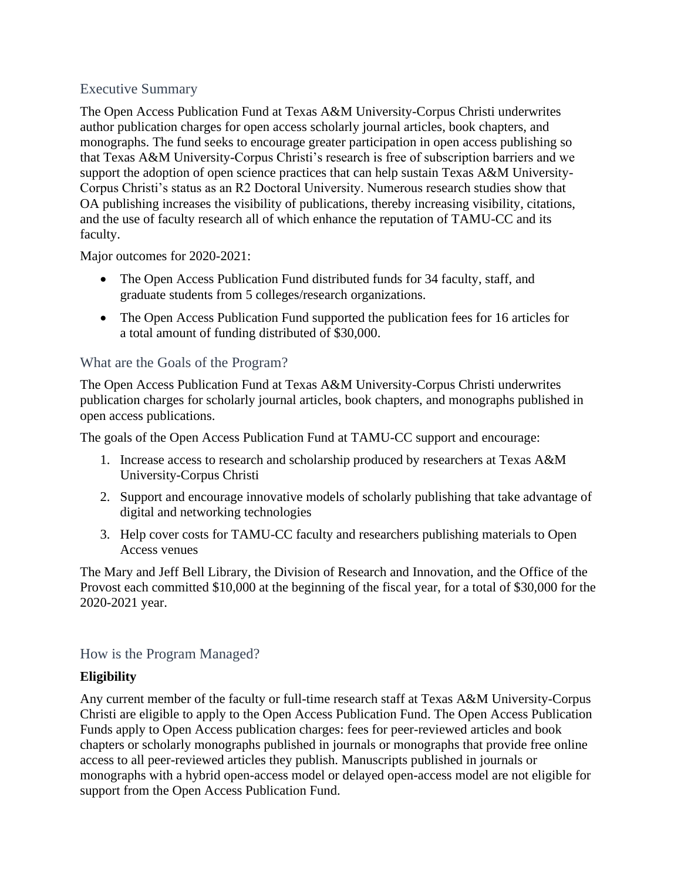## Executive Summary

The Open Access Publication Fund at Texas A&M University-Corpus Christi underwrites author publication charges for open access scholarly journal articles, book chapters, and monographs. The fund seeks to encourage greater participation in open access publishing so that Texas A&M University-Corpus Christi's research is free of subscription barriers and we support the adoption of open science practices that can help sustain Texas A&M University-Corpus Christi's status as an R2 Doctoral University. Numerous research studies show that OA publishing increases the visibility of publications, thereby increasing visibility, citations, and the use of faculty research all of which enhance the reputation of TAMU-CC and its faculty.

Major outcomes for 2020-2021:

- The Open Access Publication Fund distributed funds for 34 faculty, staff, and graduate students from 5 colleges/research organizations.
- The Open Access Publication Fund supported the publication fees for 16 articles for a total amount of funding distributed of $30,000.

## What are the Goals of the Program?

The Open Access Publication Fund at Texas A&M University-Corpus Christi underwrites publication charges for scholarly journal articles, book chapters, and monographs published in open access publications.

The goals of the Open Access Publication Fund at TAMU-CC support and encourage:

1. Increase access to research and scholarship produced by researchers at Texas A&M University-Corpus Christi
2. Support and encourage innovative models of scholarly publishing that take advantage of digital and networking technologies
3. Help cover costs for TAMU-CC faculty and researchers publishing materials to Open Access venues

The Mary and Jeff Bell Library, the Division of Research and Innovation, and the Office of the Provost each committed $10,000 at the beginning of the fiscal year, for a total of $30,000 for the 2020-2021 year.

## How is the Program Managed?

**Eligibility**

Any current member of the faculty or full-time research staff at Texas A&M University-Corpus Christi are eligible to apply to the Open Access Publication Fund. The Open Access Publication Funds apply to Open Access publication charges: fees for peer-reviewed articles and book chapters or scholarly monographs published in journals or monographs that provide free online access to all peer-reviewed articles they publish. Manuscripts published in journals or monographs with a hybrid open-access model or delayed open-access model are not eligible for support from the Open Access Publication Fund.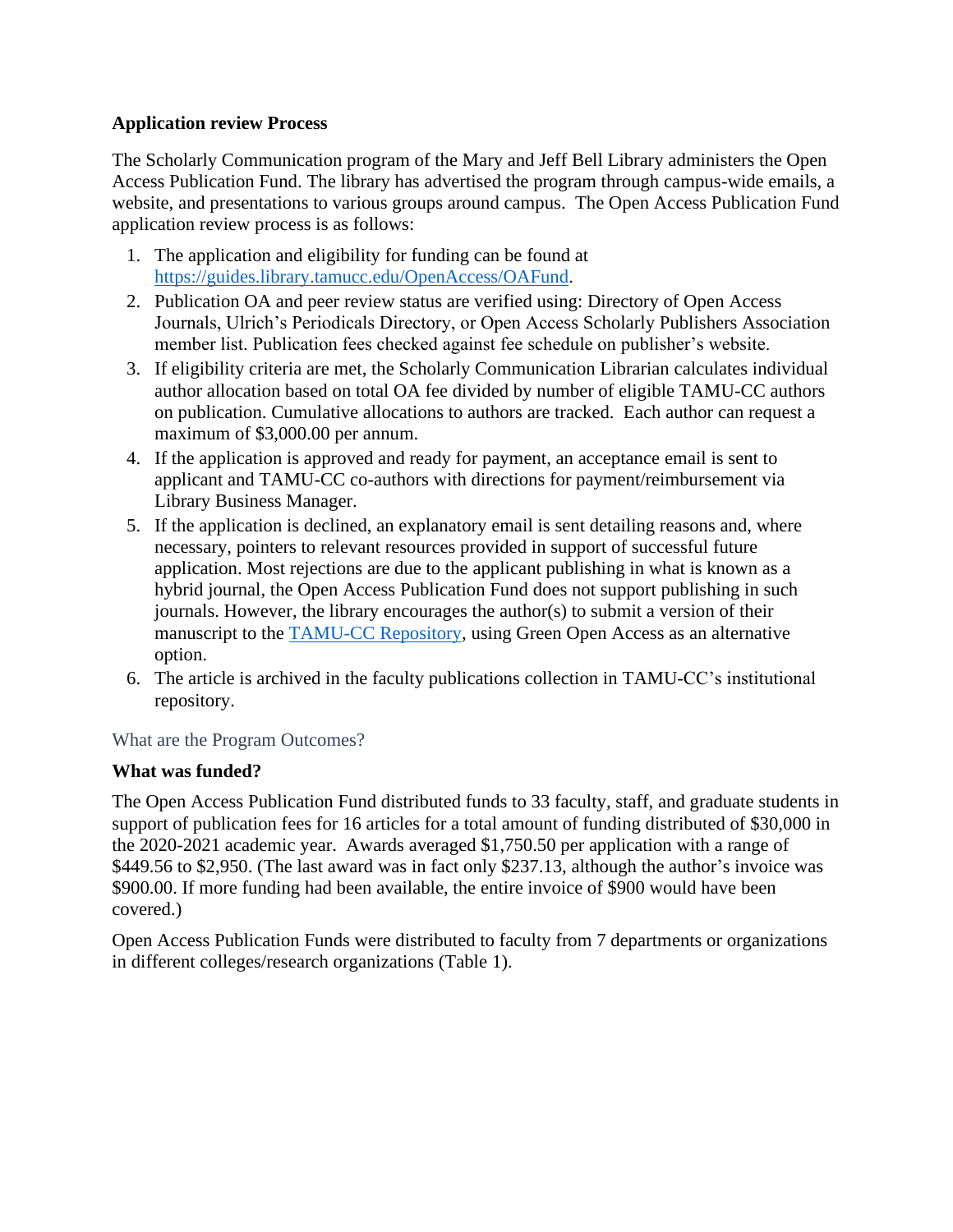**Application review Process**

The Scholarly Communication program of the Mary and Jeff Bell Library administers the Open Access Publication Fund. The library has advertised the program through campus-wide emails, a website, and presentations to various groups around campus. The Open Access Publication Fund application review process is as follows:

1. The application and eligibility for funding can be found at [https://guides.library.tamucc.edu/OpenAccess/OAFund](https://guides.library.tamucc.edu/OpenAccess/OAFund).
2. Publication OA and peer review status are verified using: Directory of Open Access Journals, Ulrich's Periodicals Directory, or Open Access Scholarly Publishers Association member list. Publication fees checked against fee schedule on publisher's website.
3. If eligibility criteria are met, the Scholarly Communication Librarian calculates individual author allocation based on total OA fee divided by number of eligible TAMU-CC authors on publication. Cumulative allocations to authors are tracked. Each author can request a maximum of $3,000.00 per annum.
4. If the application is approved and ready for payment, an acceptance email is sent to applicant and TAMU-CC co-authors with directions for payment/reimbursement via Library Business Manager.
5. If the application is declined, an explanatory email is sent detailing reasons and, where necessary, pointers to relevant resources provided in support of successful future application. Most rejections are due to the applicant publishing in what is known as a hybrid journal, the Open Access Publication Fund does not support publishing in such journals. However, the library encourages the author(s) to submit a version of their manuscript to the TAMU-CC Repository, using Green Open Access as an alternative option.
6. The article is archived in the faculty publications collection in TAMU-CC's institutional repository.

## What are the Program Outcomes?

**What was funded?**

The Open Access Publication Fund distributed funds to 33 faculty, staff, and graduate students in support of publication fees for 16 articles for a total amount of funding distributed of $30,000 in the 2020-2021 academic year. Awards averaged $1,750.50 per application with a range of $449.56 to $2,950. (The last award was in fact only $237.13, although the author's invoice was $900.00. If more funding had been available, the entire invoice of $900 would have been covered.)

Open Access Publication Funds were distributed to faculty from 7 departments or organizations in different colleges/research organizations (Table 1).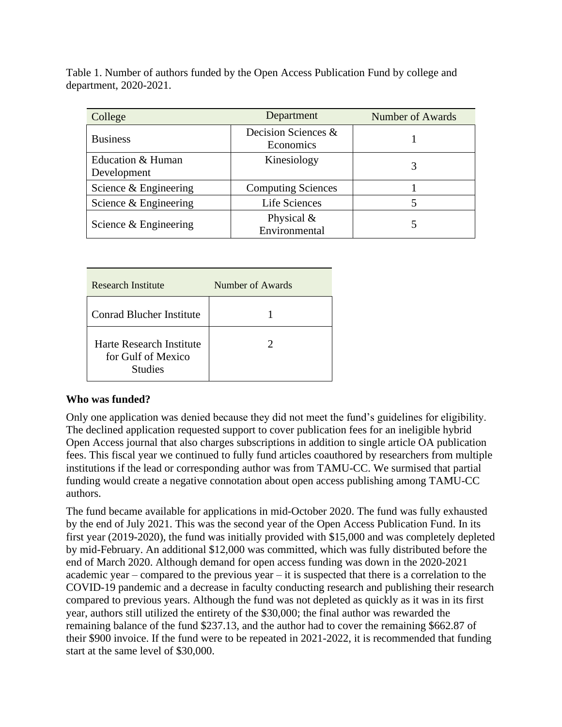Table 1. Number of authors funded by the Open Access Publication Fund by college and department, 2020-2021.

| College | Department | Number of Awards |
|---|---|---|
| Business | Decision Sciences & Economics | 1 |
| Education & Human Development | Kinesiology | 3 |
| Science & Engineering | Computing Sciences | 1 |
| Science & Engineering | Life Sciences | 5 |
| Science & Engineering | Physical & Environmental | 5 |

| Research Institute | Number of Awards |
|---|---|
| Conrad Blucher Institute | 1 |
| Harte Research Institute for Gulf of Mexico Studies | 2 |

**Who was funded?**

Only one application was denied because they did not meet the fund's guidelines for eligibility. The declined application requested support to cover publication fees for an ineligible hybrid Open Access journal that also charges subscriptions in addition to single article OA publication fees. This fiscal year we continued to fully fund articles coauthored by researchers from multiple institutions if the lead or corresponding author was from TAMU-CC. We surmised that partial funding would create a negative connotation about open access publishing among TAMU-CC authors.

The fund became available for applications in mid-October 2020. The fund was fully exhausted by the end of July 2021. This was the second year of the Open Access Publication Fund. In its first year (2019-2020), the fund was initially provided with $15,000 and was completely depleted by mid-February. An additional $12,000 was committed, which was fully distributed before the end of March 2020. Although demand for open access funding was down in the 2020-2021 academic year – compared to the previous year – it is suspected that there is a correlation to the COVID-19 pandemic and a decrease in faculty conducting research and publishing their research compared to previous years. Although the fund was not depleted as quickly as it was in its first year, authors still utilized the entirety of the $30,000; the final author was rewarded the remaining balance of the fund $237.13, and the author had to cover the remaining $662.87 of their $900 invoice. If the fund were to be repeated in 2021-2022, it is recommended that funding start at the same level of $30,000.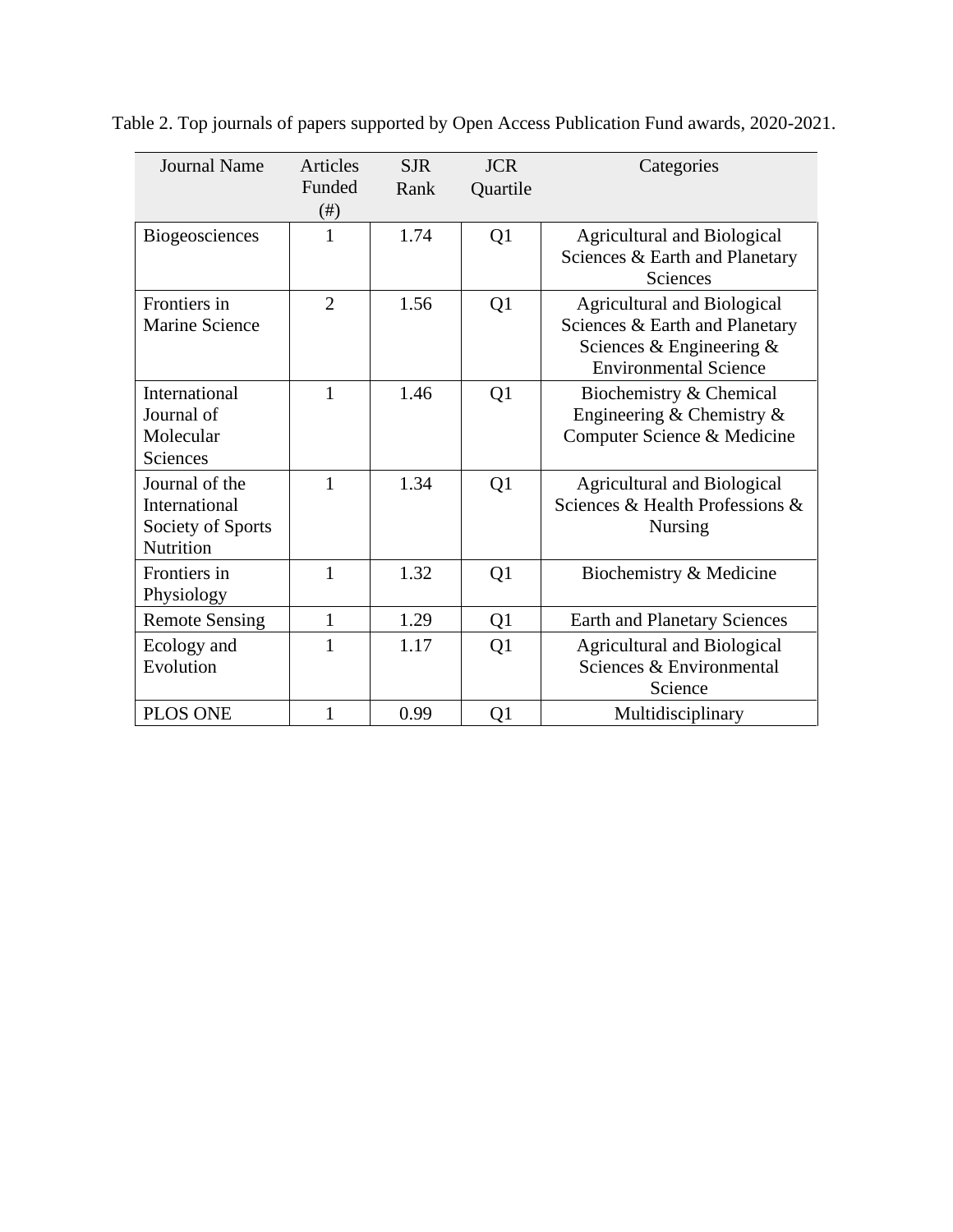Table 2. Top journals of papers supported by Open Access Publication Fund awards, 2020-2021.

| Journal Name | Articles Funded (#) | SJR Rank | JCR Quartile | Categories |
|---|---|---|---|---|
| Biogeosciences | 1 | 1.74 | Q1 | Agricultural and Biological Sciences & Earth and Planetary Sciences |
| Frontiers in Marine Science | 2 | 1.56 | Q1 | Agricultural and Biological Sciences & Earth and Planetary Sciences & Engineering & Environmental Science |
| International Journal of Molecular Sciences | 1 | 1.46 | Q1 | Biochemistry & Chemical Engineering & Chemistry & Computer Science & Medicine |
| Journal of the International Society of Sports Nutrition | 1 | 1.34 | Q1 | Agricultural and Biological Sciences & Health Professions & Nursing |
| Frontiers in Physiology | 1 | 1.32 | Q1 | Biochemistry & Medicine |
| Remote Sensing | 1 | 1.29 | Q1 | Earth and Planetary Sciences |
| Ecology and Evolution | 1 | 1.17 | Q1 | Agricultural and Biological Sciences & Environmental Science |
| PLOS ONE | 1 | 0.99 | Q1 | Multidisciplinary |